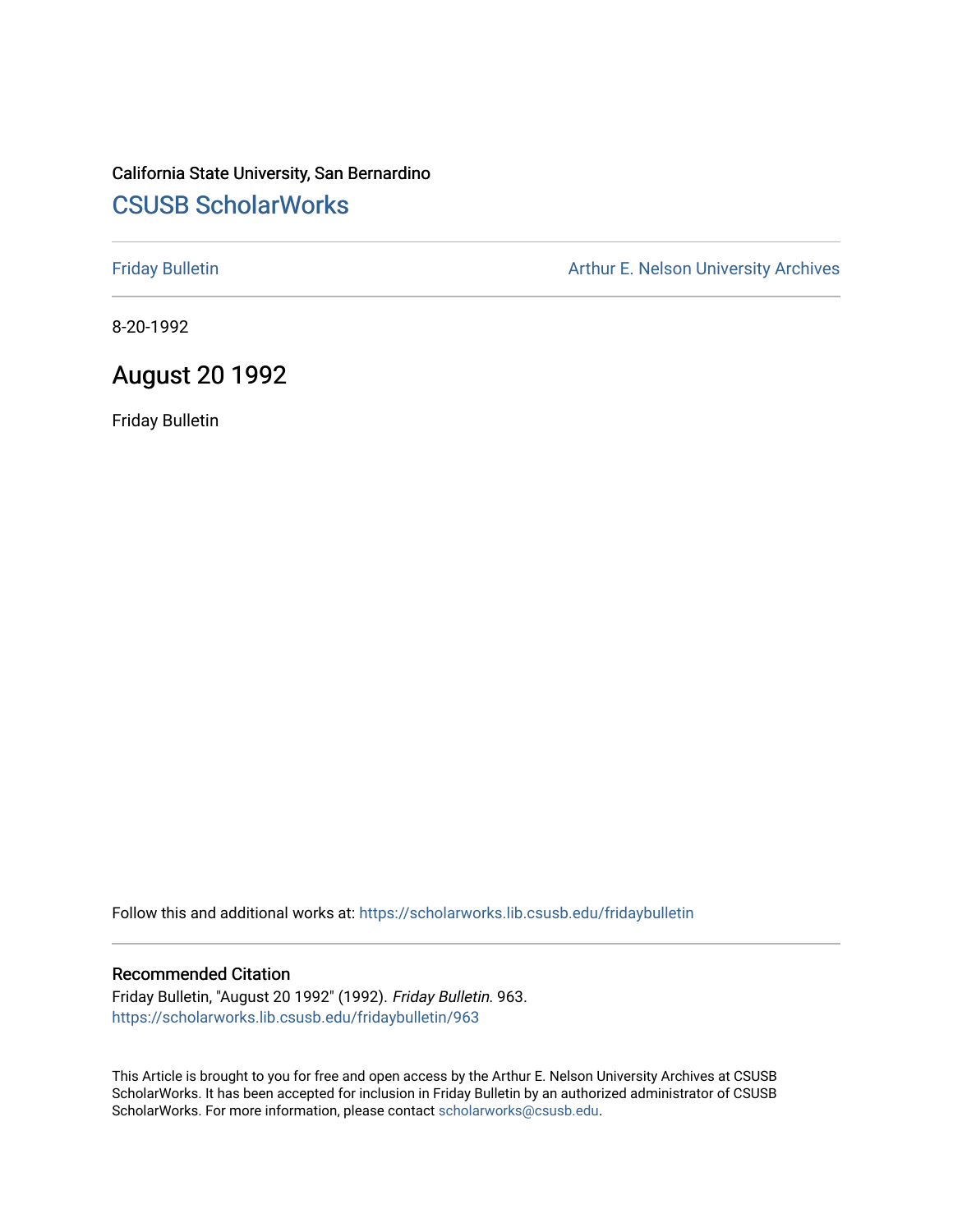California State University, San Bernardino

# CSUSB ScholarWorks

Friday Bulletin

Arthur E. Nelson University Archives

8-20-1992

## August 20 1992

Friday Bulletin

Follow this and additional works at: https://scholarworks.lib.csusb.edu/fridaybulletin

### Recommended Citation

Friday Bulletin, "August 20 1992" (1992). *Friday Bulletin*. 963.
https://scholarworks.lib.csusb.edu/fridaybulletin/963

This Article is brought to you for free and open access by the Arthur E. Nelson University Archives at CSUSB ScholarWorks. It has been accepted for inclusion in Friday Bulletin by an authorized administrator of CSUSB ScholarWorks. For more information, please contact scholarworks@csusb.edu.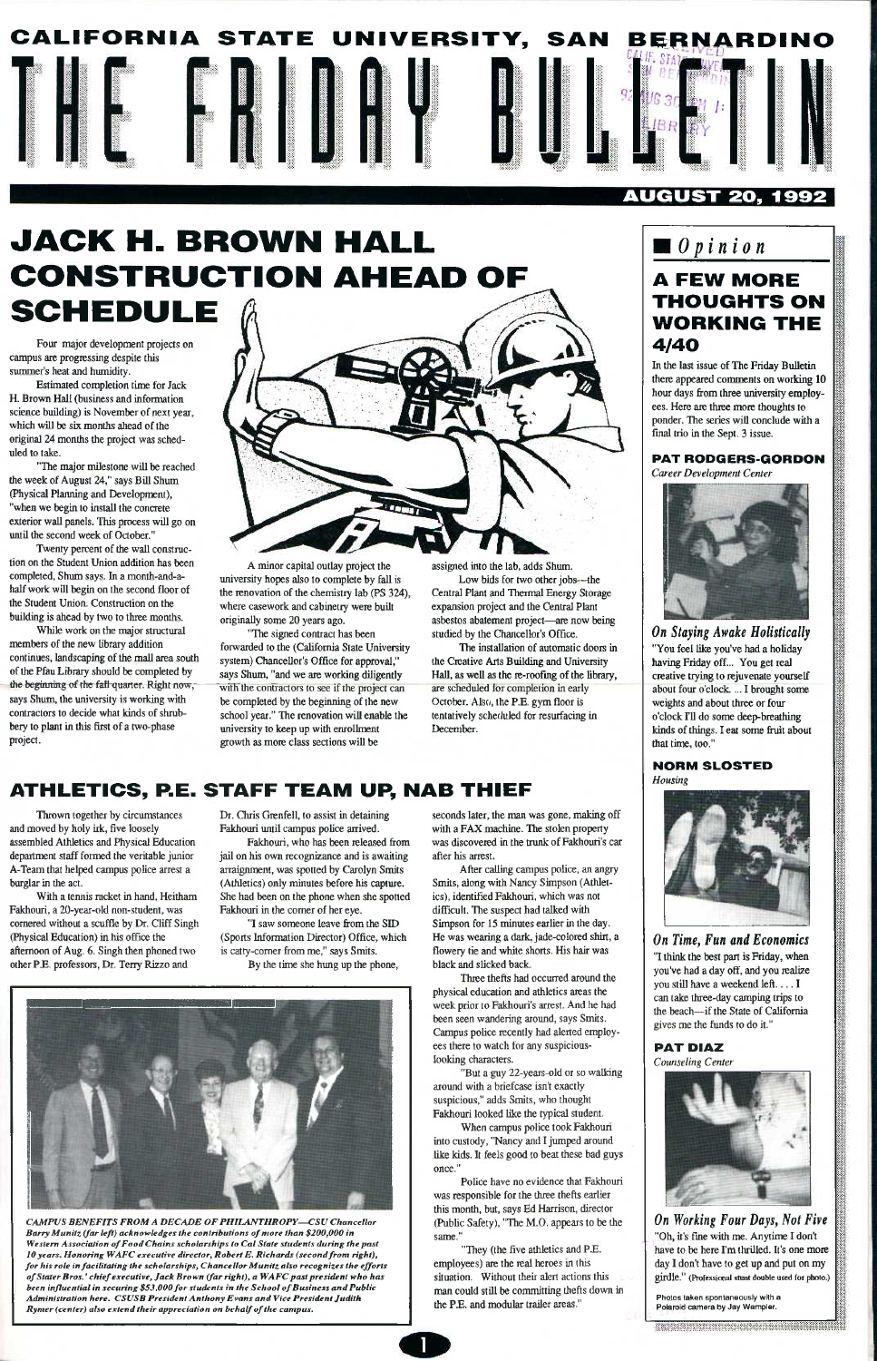# CALIFORNIA STATE UNIVERSITY, SAN BERNARDINO

# THE FRIDAY BULLETIN

**AUGUST 20, 1992**

## JACK H. BROWN HALL CONSTRUCTION AHEAD OF SCHEDULE

Four major development projects on campus are progressing despite this summer's heat and humidity.

Estimated completion time for Jack H. Brown Hall (business and information science building) is November of next year, which will be six months ahead of the original 24 months the project was scheduled to take.

"The major milestone will be reached the week of August 24," says Bill Shum (Physical Planning and Development), "when we begin to install the concrete exterior wall panels. This process will go on until the second week of October."

Twenty percent of the wall construction on the Student Union addition has been completed, Shum says. In a month-and-a-half work will begin on the second floor of the Student Union. Construction on the building is ahead by two to three months.

While work on the major structural members of the new library addition continues, landscaping of the mall area south of the Pfau Library should be completed by the beginning of the fall quarter. Right now, says Shum, the university is working with contractors to decide what kinds of shrubbery to plant in this first of a two-phase project.

A minor capital outlay project the university hopes also to complete by fall is the renovation of the chemistry lab (PS 324), where casework and cabinetry were built originally some 20 years ago.

"The signed contract has been forwarded to the (California State University system) Chancellor's Office for approval," says Shum, "and we are working diligently with the contractors to see if the project can be completed by the beginning of the new school year." The renovation will enable the university to keep up with enrollment growth as more class sections will be assigned into the lab, adds Shum.

Low bids for two other jobs—the Central Plant and Thermal Energy Storage expansion project and the Central Plant asbestos abatement project—are now being studied by the Chancellor's Office.

The installation of automatic doors in the Creative Arts Building and University Hall, as well as the re-roofing of the library, are scheduled for completion in early October. Also, the P.E. gym floor is tentatively scheduled for resurfacing in December.

## ATHLETICS, P.E. STAFF TEAM UP, NAB THIEF

Thrown together by circumstances and moved by holy irk, five loosely assembled Athletics and Physical Education department staff formed the veritable junior A-Team that helped campus police arrest a burglar in the act.

With a tennis racket in hand, Heitham Fakhouri, a 20-year-old non-student, was cornered without a scuffle by Dr. Cliff Singh (Physical Education) in his office the afternoon of Aug. 6. Singh then phoned two other P.E. professors, Dr. Terry Rizzo and Dr. Chris Grenfell, to assist in detaining Fakhouri until campus police arrived.

Fakhouri, who has been released from jail on his own recognizance and is awaiting arraignment, was spotted by Carolyn Smits (Athletics) only minutes before his capture. She had been on the phone when she spotted Fakhouri in the corner of her eye.

"I saw someone leave from the SID (Sports Information Director) Office, which is catty-corner from me," says Smits.

By the time she hung up the phone, seconds later, the man was gone, making off with a FAX machine. The stolen property was discovered in the trunk of Fakhouri's car after his arrest.

After calling campus police, an angry Smits, along with Nancy Simpson (Athletics), identified Fakhouri, which was not difficult. The suspect had talked with Simpson for 15 minutes earlier in the day. He was wearing a dark, jade-colored shirt, a flowery tie and white shorts. His hair was black and slicked back.

Three thefts had occurred around the physical education and athletics areas the week prior to Fakhouri's arrest. And he had been seen wandering around, says Smits. Campus police recently had alerted employees there to watch for any suspicious-looking characters.

"But a guy 22-years-old or so walking around with a briefcase isn't exactly suspicious," adds Smits, who thought Fakhouri looked like the typical student.

When campus police took Fakhouri into custody, "Nancy and I jumped around like kids. It feels good to beat these bad guys once."

Police have no evidence that Fakhouri was responsible for the three thefts earlier this month, but, says Ed Harrison, director (Public Safety), "The M.O. appears to be the same."

"They (the five athletics and P.E. employees) are the real heroes in this situation. Without their alert actions this man could still be committing thefts down in the P.E. and modular trailer areas."

*CAMPUS BENEFITS FROM A DECADE OF PHILANTHROPY—CSU Chancellor Barry Munitz (far left) acknowledges the contributions of more than $200,000 in Western Association of Food Chains scholarships to Cal State students during the past 10 years. Honoring WAFC executive director, Robert E. Richards (second from right), for his role in facilitating the scholarships, Chancellor Munitz also recognizes the efforts of Stater Bros.' chief executive, Jack Brown (far right), a WAFC past president who has been influential in securing $53,000 for students in the School of Business and Public Administration here. CSUSB President Anthony Evans and Vice President Judith Rymer (center) also extend their appreciation on behalf of the campus.*

## *Opinion*

### A FEW MORE THOUGHTS ON WORKING THE 4/40

In the last issue of The Friday Bulletin there appeared comments on working 10 hour days from three university employees. Here are three more thoughts to ponder. The series will conclude with a final trio in the Sept. 3 issue.

**PAT RODGERS-GORDON**
*Career Development Center*

***On Staying Awake Holistically***
"You feel like you've had a holiday having Friday off... You get real creative trying to rejuvenate yourself about four o'clock. ... I brought some weights and about three or four o'clock I'll do some deep-breathing kinds of things. I eat some fruit about that time, too."

**NORM SLOSTED**
*Housing*

***On Time, Fun and Economics***
"I think the best part is Friday, when you've had a day off, and you realize you still have a weekend left. . . . I can take three-day camping trips to the beach—if the State of California gives me the funds to do it."

**PAT DIAZ**
*Counseling Center*

***On Working Four Days, Not Five***
"Oh, it's fine with me. Anytime I don't have to be here I'm thrilled. It's one more day I don't have to get up and put on my girdle." (Professional stunt double used for photo.)

Photos taken spontaneously with a Polaroid camera by Jay Wampler.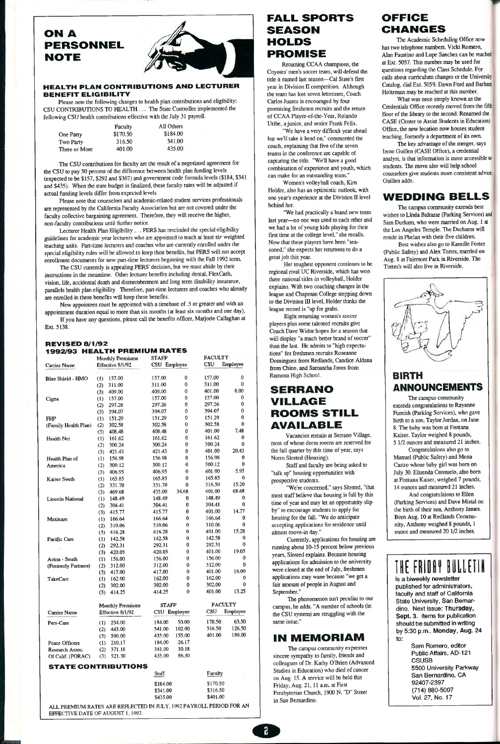# ON A PERSONNEL NOTE

### HEALTH PLAN CONTRIBUTIONS AND LECTURER BENEFIT ELIGIBILITY

Please note the following changes to health plan contributions and eligibility:

CSU CONTRIBUTIONS TO HEALTH . . . The State Controller implemented the following CSU health contributions effective with the July 31 payroll.

| | Faculty | All Others |
|---|---|---|
| One Party | $170.50 | $184.00 |
| Two Party | 316.50 | 341.00 |
| Three or More | 401.00 | 435.00 |

The CSU contributions for faculty are the result of a negotiated agreement for the CSU to pay 50 percent of the difference between health plan funding levels (expected to be $157, $292 and $367) and government code formula levels ($184, $341 and $435). When the state budget is finalized, these faculty rates will be adjusted if actual funding levels differ from expected levels.

Please note that counselors and academic-related student services professionals are represented by the California Faculty Association but are not covered under the faculty collective bargaining agreement. Therefore, they will receive the higher, non-faculty contributions until further notice.

Lecturer Health Plan Eligibility . . . PERS has rescinded the special eligibility guidelines for academic year lecturers who are appointed to teach at least six weighted teaching units. Part-time lecturers and coaches who are currently enrolled under the special eligibility rules will be allowed to keep their benefits, but PERS will not accept enrollment documents for new part-time lecturers beginning with the Fall 1992 term.

The CSU currently is appealing PERS' decision, but we must abide by their instructions in the meantime. Other lecturer benefits including dental, FlexCash, vision, life, accidental death and dismemberment and long term disability insurance, parallels health plan eligibility. Therefore, part-time lecturers and coaches who already are enrolled in these benefits will keep these benefits.

New appointees must be appointed with a timebase of .5 or greater and with an appointment duration equal to more than six months (at least six months and one day).

If you have any questions, please call the benefits officer, Marjorie Callaghan at Ext. 5138.

### REVISED 8/1/92
### 1992/93 HEALTH PREMIUM RATES

| Carrier Name | | Monthly Premiums Effective 8/1/92 | STAFF CSU | STAFF Employee | FACULTY CSU | FACULTY Employee |
|---|---|---|---|---|---|---|
| Blue Shield - HMO | (1) | 157.00 | 157.00 | 0 | 157.00 | 0 |
| | (2) | 311.00 | 311.00 | 0 | 311.00 | 0 |
| | (3) | 409.00 | 409.00 | 0 | 401.00 | 8.00 |
| Cigna | (1) | 157.00 | 157.00 | 0 | 157.00 | 0 |
| | (2) | 297.26 | 297.26 | 0 | 297.26 | 0 |
| | (3) | 394.07 | 394.07 | 0 | 394.07 | 0 |
| FHP | (1) | 151.29 | 151.29 | 0 | 151.29 | 0 |
| (Family Health Plan) | (2) | 302.58 | 302.58 | 0 | 302.58 | 0 |
| | (3) | 408.48 | 408.48 | 0 | 401.00 | 7.48 |
| Health Net | (1) | 161.62 | 161.62 | 0 | 161.62 | 0 |
| | (2) | 300.24 | 300.24 | 0 | 300.24 | 0 |
| | (3) | 421.43 | 421.43 | 0 | 401.00 | 20.43 |
| Health Plan of | (1) | 156.98 | 156.98 | 0 | 156.98 | 0 |
| America | (2) | 300.12 | 300.12 | 0 | 300.12 | 0 |
| | (3) | 406.95 | 406.95 | 0 | 401.00 | 5.95 |
| Kaiser South | (1) | 165.85 | 165.85 | 0 | 165.85 | 0 |
| | (2) | 331.70 | 331.70 | 0 | 316.50 | 15.20 |
| | (3) | 469.68 | 435.00 | 34.68 | 401.00 | 68.68 |
| Lincoln National | (1) | 148.49 | 148.49 | 0 | 148.49 | 0 |
| | (2) | 304.41 | 304.41 | 0 | 304.41 | 0 |
| | (3) | 415.77 | 415.77 | 0 | 401.00 | 14.77 |
| Maxicare | (1) | 166.64 | 166.64 | 0 | 166.64 | 0 |
| | (2) | 310.06 | 310.06 | 0 | 310.06 | 0 |
| | (3) | 416.28 | 416.28 | 0 | 401.00 | 15.28 |
| Pacific Care | (1) | 142.58 | 142.58 | 0 | 142.58 | 0 |
| | (2) | 292.31 | 292.31 | 0 | 292.31 | 0 |
| | (3) | 420.05 | 420.05 | 0 | 401.00 | 19.05 |
| Aetna - South | (1) | 156.00 | 156.00 | 0 | 156.00 | 0 |
| (Formerly Partners) | (2) | 312.00 | 312.00 | 0 | 312.00 | 0 |
| | (3) | 417.00 | 417.00 | 0 | 401.00 | 16.00 |
| TakeCare | (1) | 162.00 | 162.00 | 0 | 162.00 | 0 |
| | (2) | 302.00 | 302.00 | 0 | 302.00 | 0 |
| | (3) | 414.25 | 414.25 | 0 | 401.00 | 13.25 |

| Carrier Name | | Monthly Premiums Effective 8/1/92 | STAFF CSU | STAFF Employee | FACULTY CSU | FACULTY Employee |
|---|---|---|---|---|---|---|
| Pers-Care | (1) | 234.00 | 184.00 | 50.00 | 170.50 | 63.50 |
| | (2) | 443.00 | 341.00 | 102.00 | 316.50 | 126.50 |
| | (3) | 590.00 | 435.00 | 155.00 | 401.00 | 189.00 |
| Peace Officers | (1) | 210.17 | 184.00 | 26.17 | | |
| Research Assoc. | (2) | 371.18 | 341.00 | 30.18 | | |
| Of Calif. (PORAC) | (3) | 521.30 | 435.00 | 86.30 | | |

**STATE CONTRIBUTIONS**

| Staff | Faculty |
|---|---|
| $184.00 | $170.50 |
| $341.00 | $316.50 |
| $435.00 | $401.00 |

ALL PREMIUM RATES ARE REFLECTED IN JULY, 1992 PAYROLL PERIOD FOR AN EFFECTIVE DATE OF AUGUST 1, 1992.

# FALL SPORTS SEASON HOLDS PROMISE

Returning CCAA champions, the Coyotes' men's soccer team, will defend the title it earned last season—Cal State's first year in Division II competition. Although the team has lost seven lettermen, Coach Carlos Juarez is encouraged by four promising freshmen recruits and the return of CCAA Player-of-the-Year, Rolando Uribe, a junior, and senior Frank Felix.

"We have a very difficult year ahead but we'll take it head on," commented the coach, explaining that five of the seven teams in the conference are capable of capturing the title. "We'll have a good combination of experience and youth, which can make for an outstanding team."

Women's volleyball coach, Kim Holder, also has an optimistic outlook, with one year's experience at the Division II level behind her.

"We had practically a brand new team last year—no one was used to each other and we had a lot of young kids playing for their first time at the college level," she recalls. Now that these players have been "seasoned," she expects her returnees to do a great job this year.

Her toughest opponent continues to be regional rival UC Riverside, which has won three national titles in volleyball, Holder explains. With two coaching changes in the league and Chapman College stepping down to the Division III level, Holder thinks the league record is "up for grabs.

Eight returning women's soccer players plus some talented recruits give Coach Dave Widor hopes for a season that will display "a much better brand of soccer" than the last. He admits to "high expectations" for freshmen recruits Roseanne Dominguez from Redlands, Candice Aldana from Chino, and Samantha Jones from Ramona High School.

# SERRANO VILLAGE ROOMS STILL AVAILABLE

Vacancies remain at Serrano Village, most of whose dorm rooms are reserved for the fall quarter by this time of year, says Norm Slosted (Housing).

Staff and faculty are being asked to "talk up" housing opportunities with prospective students.

"We're concerned," says Slosted, "that most staff believe that housing is full by this time of year and may let an opportunity slip by" to encourage students to apply for housing for the fall. "We do anticipate accepting applications for residence until almost move-in day."

Currently, applications for housing are running about 10-15 percent below previous years, Slosted explains. Because housing applications for admission to the university were closed at the end of July, freshmen applications may wane because "we get a fair amount of people in August and September."

The phenomenon isn't peculiar to our campus, he adds. "A number of schools (in the CSU system) are struggling with the same issue."

# IN MEMORIAM

The campus community expresses sincere sympathy to family, friends and colleagues of Dr. Kathy O'Brien (Advanced Studies in Education) who died of cancer on Aug. 15. A service will be held this Friday, Aug. 21, 11 a.m. at First Presbyterian Church, 1900 N. "D" Street in San Bernardino.

# OFFICE CHANGES

The Academic Scheduling Office now has two telephone numbers. Vicki Romero, Alan Faustino and Lupe Sanchez can be reached at Ext. 5057. This number may be used for questions regarding the Class Schedule. For calls about curriculum changes or the University Catalog, dial Ext. 5059. Dawn Ford and Barbara Holtzman may be reached at this number.

What was once simply known as the Credentials Office recently moved from the fifth floor of the library to the second. Renamed the CASE (Center to Assist Students in Education) Office, the new location now houses student teaching, formerly a department of its own.

The key advantage of the merger, says Irene Guillen (CASE Office), a credential analyst, is that information is more accessible to students. The move also will help school counselors give students more consistent advice, Guillen adds.

# WEDDING BELLS

The campus community extends best wishes to Linda Baltazar (Parking Services) and Sam Durham, who were married on Aug. 1 at the Los Angeles Temple. The Durhams will reside in Phelan with their five children.

Best wishes also go to Kamille Foster (Public Safety) and Alex Torres, married on Aug. 8 at Fairmont Park in Riverside. The Torres's will also live in Riverside.

# BIRTH ANNOUNCEMENTS

The campus community extends congratulations to Rayanne Furnish (Parking Services), who gave birth to a son, Taylor Jordan, on June 8. The baby was born at Fontana Kaiser. Taylor weighed 8 pounds, 5 1/2 ounces and measured 21 inches.

Congratulations also go to Manuel (Public Safety) and Mona Castro whose baby girl was born on July 30. Elisenda Consuelo, also born at Fontana Kaiser, weighed 7 pounds, 14 ounces and measured 21 inches.

And congratulaions to Ellen (Parking Services) and Dave Mistal on the birth of their son, Anthony James. Born Aug. 10 at Redlands Community, Anthony weighed 8 pounds, 1 ounce and measured 20 1/2 inches.

# THE FRIDAY BULLETIN

is a biweekly newsletter published for administrators, faculty and staff of California State University, San Bernardino. Next issue: **Thursday, Sept. 3.** Items for publication should be submitted in writing by 5:30 p.m., **Monday, Aug. 24** to:

Sam Romero, editor
Public Affairs, AD-121
CSUSB
5500 University Parkway
San Bernardino, CA
92407-2397
(714) 880-5007
Vol. 27, No. 17